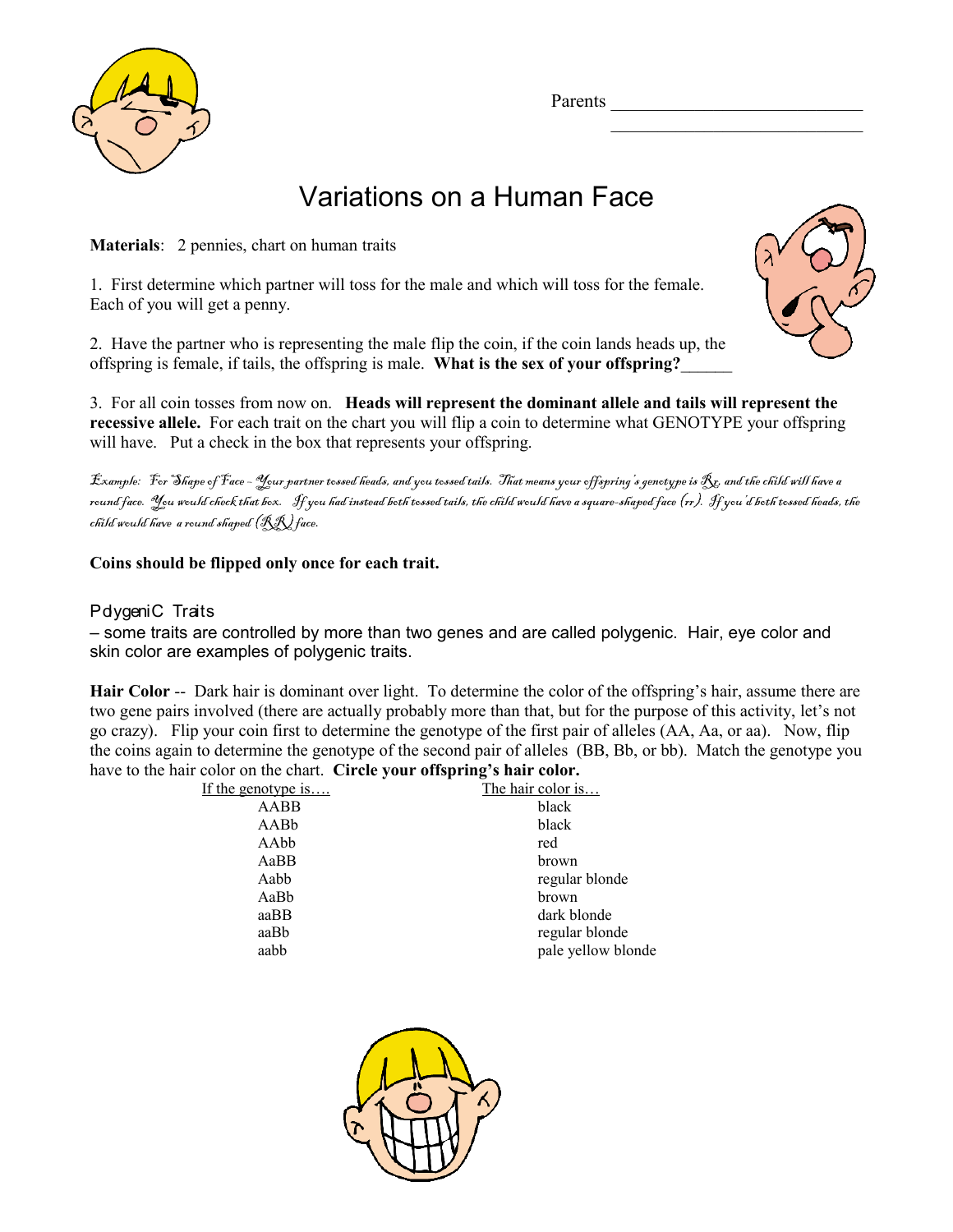Parents ____________________________

____________________________

# Variations on a Human Face

**Materials**: 2 pennies, chart on human traits

1. First determine which partner will toss for the male and which will toss for the female. Each of you will get a penny.

2. Have the partner who is representing the male flip the coin, if the coin lands heads up, the offspring is female, if tails, the offspring is male. **What is the sex of your offspring?**______

3. For all coin tosses from now on. **Heads will represent the dominant allele and tails will represent the recessive allele.** For each trait on the chart you will flip a coin to determine what GENOTYPE your offspring will have. Put a check in the box that represents your offspring.

*Example: For Shape of Face – Your partner tossed heads, and you tossed tails. That means your offspring's genotype is Rr, and the child will have a round face. You would check that box. If you had instead both tossed tails, the child would have a square-shaped face (rr). If you'd both tossed heads, the child would have a round shaped (RR) face.*

**Coins should be flipped only once for each trait.**

## Polygenic Traits

– some traits are controlled by more than two genes and are called polygenic. Hair, eye color and skin color are examples of polygenic traits.

**Hair Color** -- Dark hair is dominant over light. To determine the color of the offspring's hair, assume there are two gene pairs involved (there are actually probably more than that, but for the purpose of this activity, let's not go crazy). Flip your coin first to determine the genotype of the first pair of alleles (AA, Aa, or aa). Now, flip the coins again to determine the genotype of the second pair of alleles (BB, Bb, or bb). Match the genotype you have to the hair color on the chart. **Circle your offspring's hair color.**

| If the genotype is…. | The hair color is… |
|---|---|
| AABB | black |
| AABb | black |
| AAbb | red |
| AaBB | brown |
| Aabb | regular blonde |
| AaBb | brown |
| aaBB | dark blonde |
| aaBb | regular blonde |
| aabb | pale yellow blonde |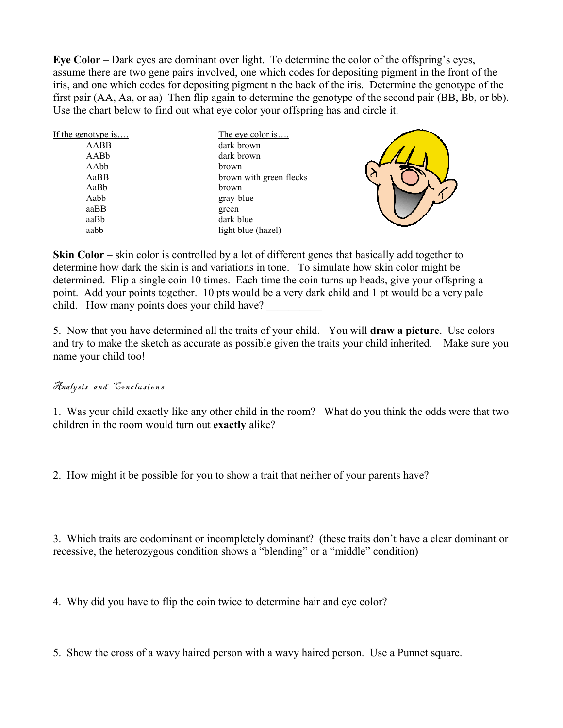**Eye Color** – Dark eyes are dominant over light. To determine the color of the offspring's eyes, assume there are two gene pairs involved, one which codes for depositing pigment in the front of the iris, and one which codes for depositing pigment n the back of the iris. Determine the genotype of the first pair (AA, Aa, or aa) Then flip again to determine the genotype of the second pair (BB, Bb, or bb). Use the chart below to find out what eye color your offspring has and circle it.

| If the genotype is…. | The eye color is…. |
|---|---|
| AABB | dark brown |
| AABb | dark brown |
| AAbb | brown |
| AaBB | brown with green flecks |
| AaBb | brown |
| Aabb | gray-blue |
| aaBB | green |
| aaBb | dark blue |
| aabb | light blue (hazel) |

**Skin Color** – skin color is controlled by a lot of different genes that basically add together to determine how dark the skin is and variations in tone. To simulate how skin color might be determined. Flip a single coin 10 times. Each time the coin turns up heads, give your offspring a point. Add your points together. 10 pts would be a very dark child and 1 pt would be a very pale child. How many points does your child have? __________

5. Now that you have determined all the traits of your child. You will **draw a picture**. Use colors and try to make the sketch as accurate as possible given the traits your child inherited. Make sure you name your child too!

*Analysis and Conclusions*

1. Was your child exactly like any other child in the room? What do you think the odds were that two children in the room would turn out **exactly** alike?

2. How might it be possible for you to show a trait that neither of your parents have?

3. Which traits are codominant or incompletely dominant? (these traits don't have a clear dominant or recessive, the heterozygous condition shows a "blending" or a "middle" condition)

4. Why did you have to flip the coin twice to determine hair and eye color?

5. Show the cross of a wavy haired person with a wavy haired person. Use a Punnet square.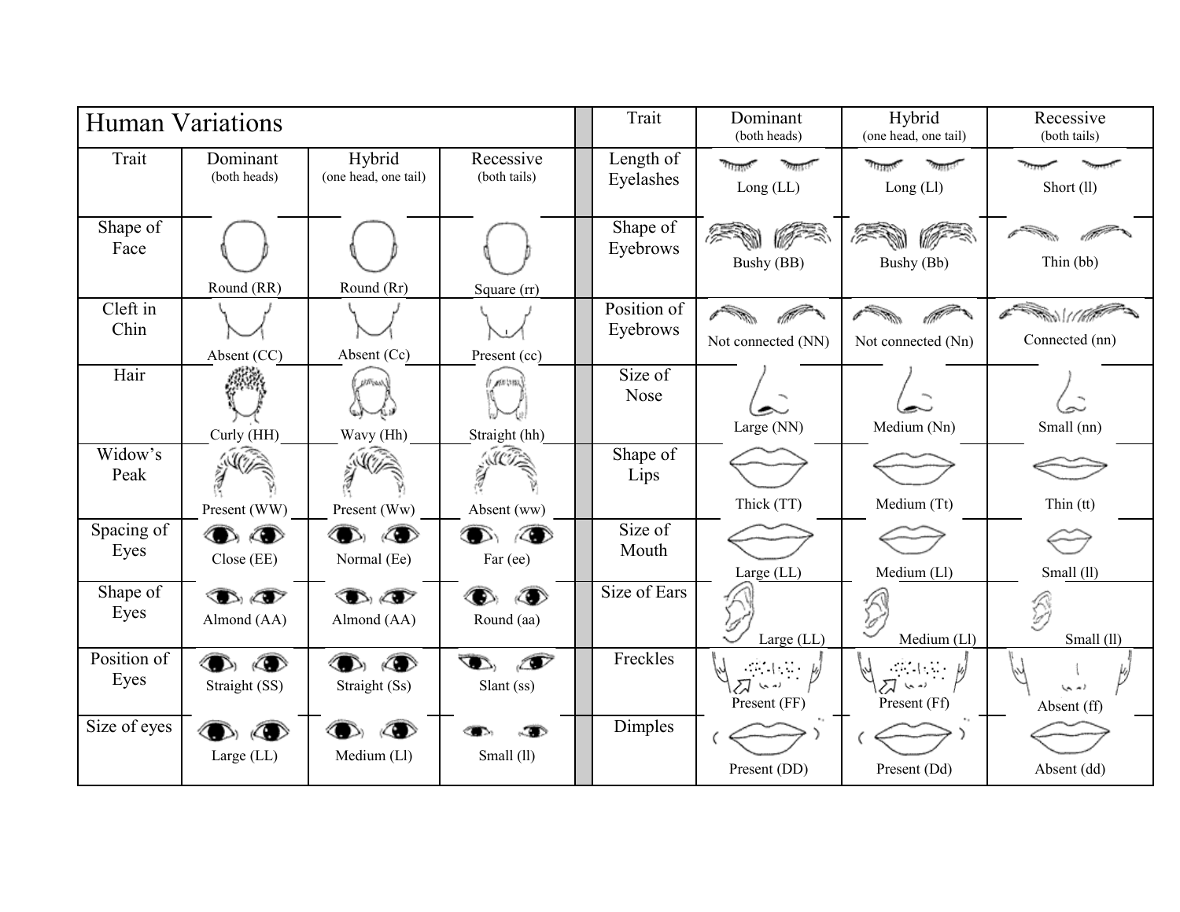# Human Variations

| Trait | Dominant (both heads) | Hybrid (one head, one tail) | Recessive (both tails) |
|---|---|---|---|
| Shape of Face | Round (RR) | Round (Rr) | Square (rr) |
| Cleft in Chin | Absent (CC) | Absent (Cc) | Present (cc) |
| Hair | Curly (HH) | Wavy (Hh) | Straight (hh) |
| Widow's Peak | Present (WW) | Present (Ww) | Absent (ww) |
| Spacing of Eyes | Close (EE) | Normal (Ee) | Far (ee) |
| Shape of Eyes | Almond (AA) | Almond (AA) | Round (aa) |
| Position of Eyes | Straight (SS) | Straight (Ss) | Slant (ss) |
| Size of eyes | Large (LL) | Medium (Ll) | Small (ll) |

| Trait | Dominant (both heads) | Hybrid (one head, one tail) | Recessive (both tails) |
|---|---|---|---|
| Length of Eyelashes | Long (LL) | Long (Ll) | Short (ll) |
| Shape of Eyebrows | Bushy (BB) | Bushy (Bb) | Thin (bb) |
| Position of Eyebrows | Not connected (NN) | Not connected (Nn) | Connected (nn) |
| Size of Nose | Large (NN) | Medium (Nn) | Small (nn) |
| Shape of Lips | Thick (TT) | Medium (Tt) | Thin (tt) |
| Size of Mouth | Large (LL) | Medium (Ll) | Small (ll) |
| Size of Ears | Large (LL) | Medium (Ll) | Small (ll) |
| Freckles | Present (FF) | Present (Ff) | Absent (ff) |
| Dimples | Present (DD) | Present (Dd) | Absent (dd) |